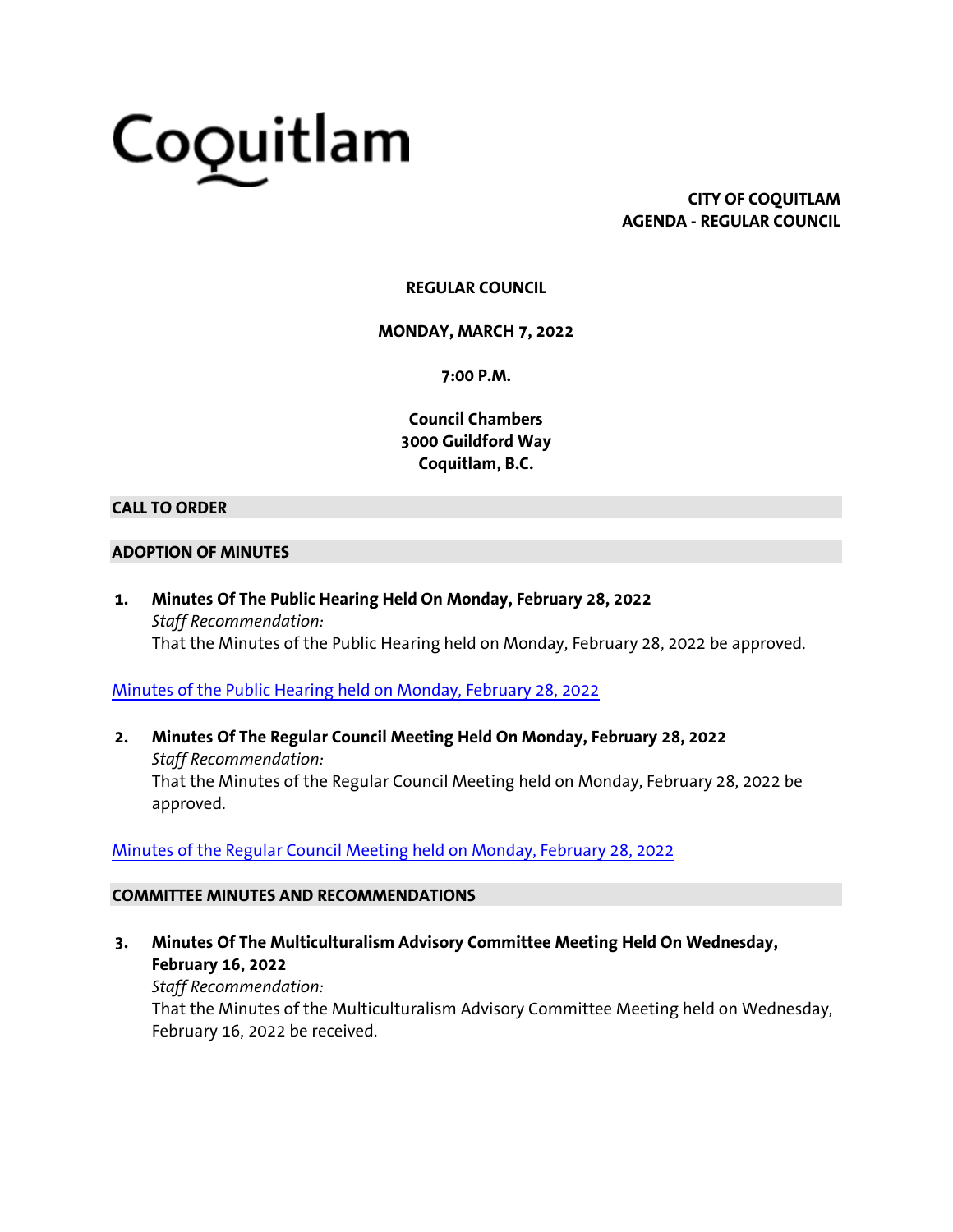Coquitlam

**CITY OF COQUITLAM**
**AGENDA - REGULAR COUNCIL**

**REGULAR COUNCIL**

**MONDAY, MARCH 7, 2022**

**7:00 P.M.**

**Council Chambers**
**3000 Guildford Way**
**Coquitlam, B.C.**

## CALL TO ORDER

## ADOPTION OF MINUTES

1. **Minutes Of The Public Hearing Held On Monday, February 28, 2022**
   *Staff Recommendation:*
   That the Minutes of the Public Hearing held on Monday, February 28, 2022 be approved.

Minutes of the Public Hearing held on Monday, February 28, 2022

2. **Minutes Of The Regular Council Meeting Held On Monday, February 28, 2022**
   *Staff Recommendation:*
   That the Minutes of the Regular Council Meeting held on Monday, February 28, 2022 be approved.

Minutes of the Regular Council Meeting held on Monday, February 28, 2022

## COMMITTEE MINUTES AND RECOMMENDATIONS

3. **Minutes Of The Multiculturalism Advisory Committee Meeting Held On Wednesday, February 16, 2022**
   *Staff Recommendation:*
   That the Minutes of the Multiculturalism Advisory Committee Meeting held on Wednesday, February 16, 2022 be received.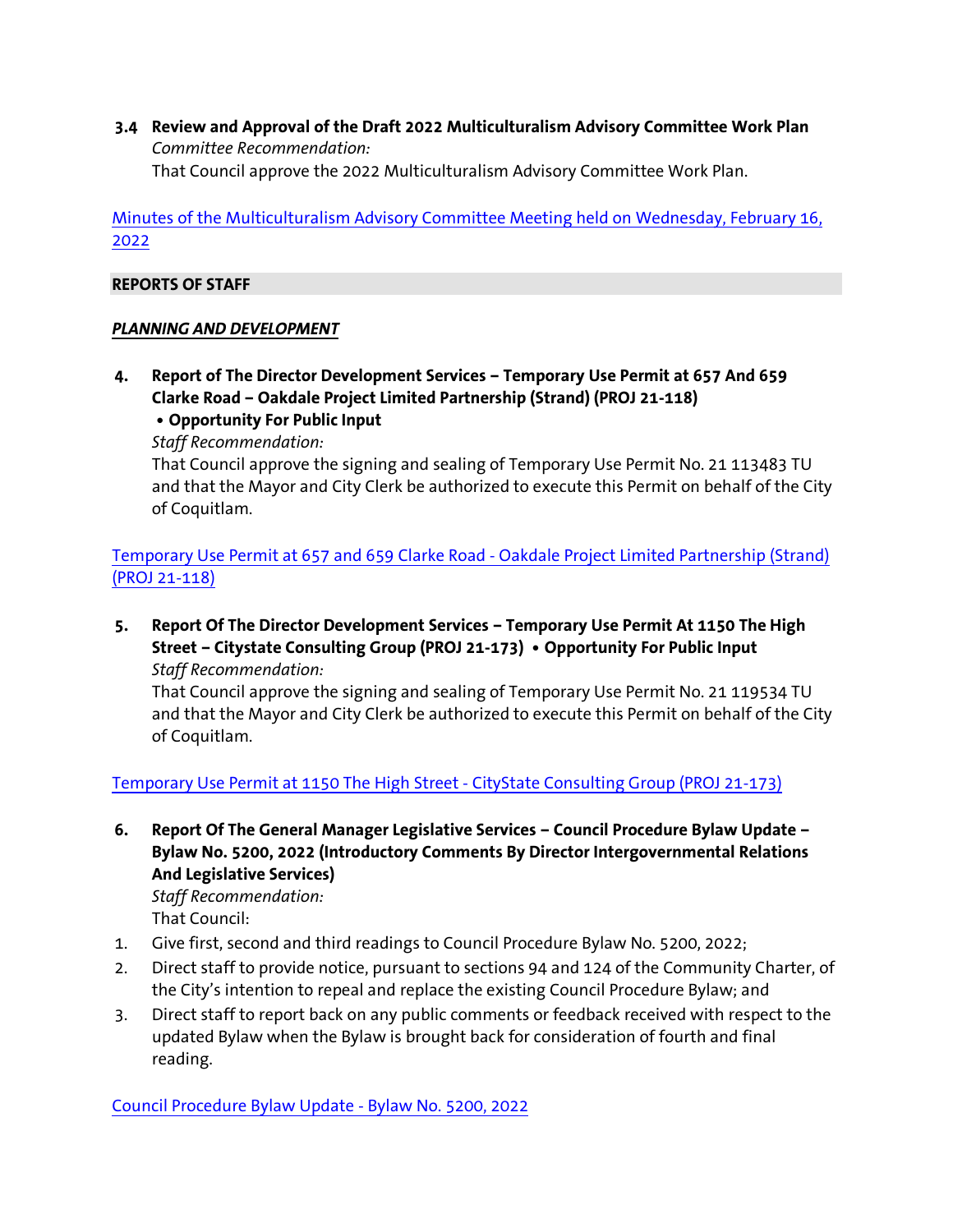**3.4 Review and Approval of the Draft 2022 Multiculturalism Advisory Committee Work Plan**

*Committee Recommendation:*

That Council approve the 2022 Multiculturalism Advisory Committee Work Plan.

[Minutes of the Multiculturalism Advisory Committee Meeting held on Wednesday, February 16, 2022]

## REPORTS OF STAFF

### ***PLANNING AND DEVELOPMENT***

**4. Report of The Director Development Services – Temporary Use Permit at 657 And 659 Clarke Road – Oakdale Project Limited Partnership (Strand) (PROJ 21-118) • Opportunity For Public Input**

*Staff Recommendation:*

That Council approve the signing and sealing of Temporary Use Permit No. 21 113483 TU and that the Mayor and City Clerk be authorized to execute this Permit on behalf of the City of Coquitlam.

[Temporary Use Permit at 657 and 659 Clarke Road - Oakdale Project Limited Partnership (Strand) (PROJ 21-118)]

**5. Report Of The Director Development Services – Temporary Use Permit At 1150 The High Street – Citystate Consulting Group (PROJ 21-173) • Opportunity For Public Input**

*Staff Recommendation:*

That Council approve the signing and sealing of Temporary Use Permit No. 21 119534 TU and that the Mayor and City Clerk be authorized to execute this Permit on behalf of the City of Coquitlam.

[Temporary Use Permit at 1150 The High Street - CityState Consulting Group (PROJ 21-173)]

**6. Report Of The General Manager Legislative Services – Council Procedure Bylaw Update – Bylaw No. 5200, 2022 (Introductory Comments By Director Intergovernmental Relations And Legislative Services)**

*Staff Recommendation:*

That Council:

1. Give first, second and third readings to Council Procedure Bylaw No. 5200, 2022;
2. Direct staff to provide notice, pursuant to sections 94 and 124 of the Community Charter, of the City's intention to repeal and replace the existing Council Procedure Bylaw; and
3. Direct staff to report back on any public comments or feedback received with respect to the updated Bylaw when the Bylaw is brought back for consideration of fourth and final reading.

[Council Procedure Bylaw Update - Bylaw No. 5200, 2022]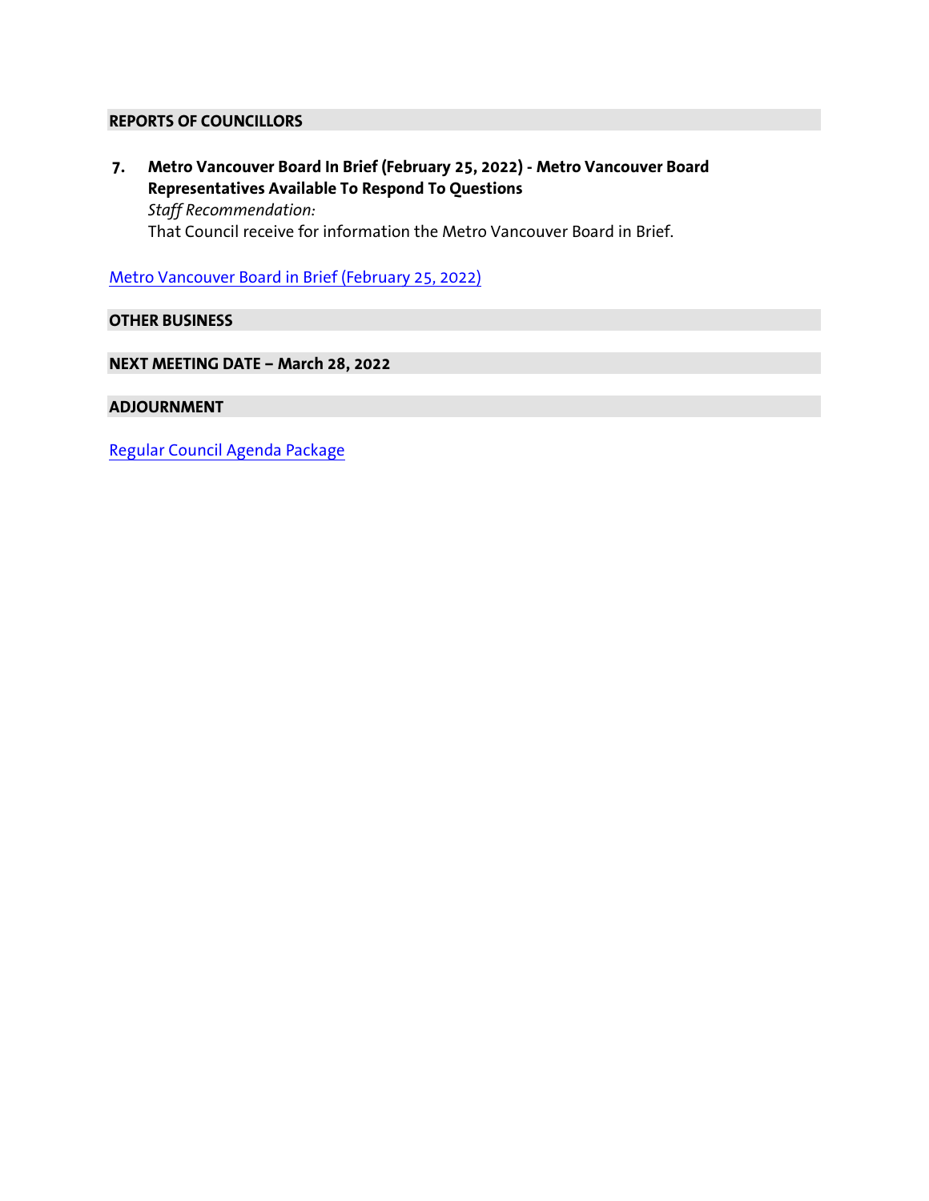## REPORTS OF COUNCILLORS

**7. Metro Vancouver Board In Brief (February 25, 2022) - Metro Vancouver Board Representatives Available To Respond To Questions**
*Staff Recommendation:*
That Council receive for information the Metro Vancouver Board in Brief.

Metro Vancouver Board in Brief (February 25, 2022)

## OTHER BUSINESS

## NEXT MEETING DATE – March 28, 2022

## ADJOURNMENT

Regular Council Agenda Package